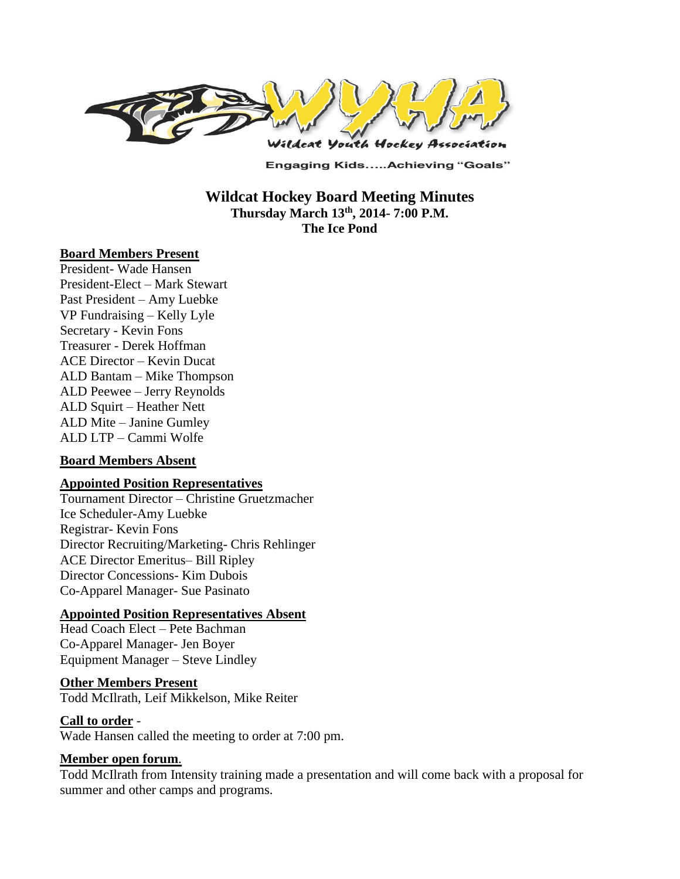Wildcat Youth Hockey Association

Engaging Kids.....Achieving "Goals"

# Wildcat Hockey Board Meeting Minutes

**Thursday March 13th, 2014- 7:00 P.M.**
**The Ice Pond**

## Board Members Present

President- Wade Hansen
President-Elect – Mark Stewart
Past President – Amy Luebke
VP Fundraising – Kelly Lyle
Secretary - Kevin Fons
Treasurer - Derek Hoffman
ACE Director – Kevin Ducat
ALD Bantam – Mike Thompson
ALD Peewee – Jerry Reynolds
ALD Squirt – Heather Nett
ALD Mite – Janine Gumley
ALD LTP – Cammi Wolfe

## Board Members Absent

## Appointed Position Representatives

Tournament Director – Christine Gruetzmacher
Ice Scheduler-Amy Luebke
Registrar- Kevin Fons
Director Recruiting/Marketing- Chris Rehlinger
ACE Director Emeritus– Bill Ripley
Director Concessions- Kim Dubois
Co-Apparel Manager- Sue Pasinato

## Appointed Position Representatives Absent

Head Coach Elect – Pete Bachman
Co-Apparel Manager- Jen Boyer
Equipment Manager – Steve Lindley

## Other Members Present

Todd McIlrath, Leif Mikkelson, Mike Reiter

## Call to order -

Wade Hansen called the meeting to order at 7:00 pm.

## Member open forum.

Todd McIlrath from Intensity training made a presentation and will come back with a proposal for summer and other camps and programs.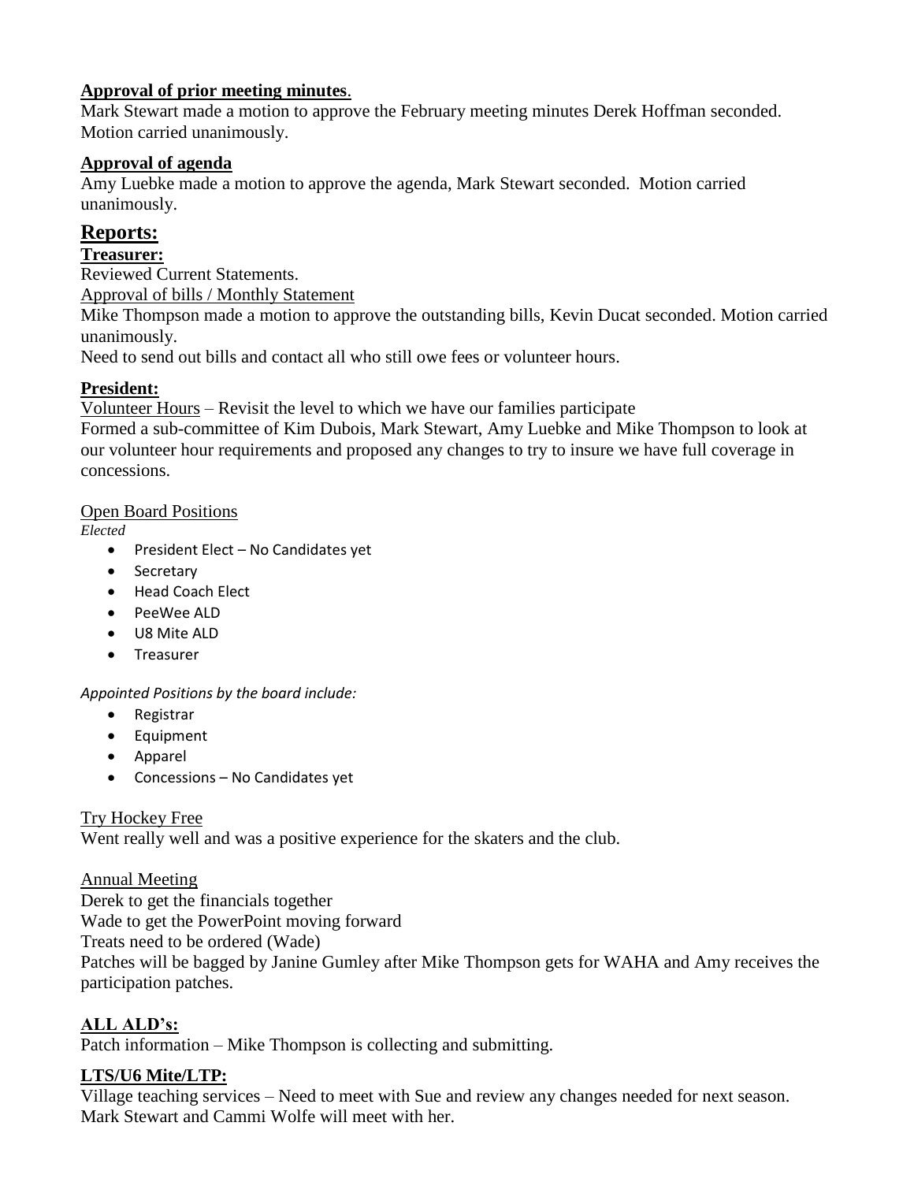**Approval of prior meeting minutes**.

Mark Stewart made a motion to approve the February meeting minutes Derek Hoffman seconded. Motion carried unanimously.

**Approval of agenda**

Amy Luebke made a motion to approve the agenda, Mark Stewart seconded. Motion carried unanimously.

## Reports:

**Treasurer:**

Reviewed Current Statements.

Approval of bills / Monthly Statement

Mike Thompson made a motion to approve the outstanding bills, Kevin Ducat seconded. Motion carried unanimously.

Need to send out bills and contact all who still owe fees or volunteer hours.

**President:**

Volunteer Hours – Revisit the level to which we have our families participate

Formed a sub-committee of Kim Dubois, Mark Stewart, Amy Luebke and Mike Thompson to look at our volunteer hour requirements and proposed any changes to try to insure we have full coverage in concessions.

Open Board Positions

*Elected*

- President Elect – No Candidates yet
- Secretary
- Head Coach Elect
- PeeWee ALD
- U8 Mite ALD
- Treasurer

*Appointed Positions by the board include:*

- Registrar
- Equipment
- Apparel
- Concessions – No Candidates yet

Try Hockey Free

Went really well and was a positive experience for the skaters and the club.

Annual Meeting

Derek to get the financials together

Wade to get the PowerPoint moving forward

Treats need to be ordered (Wade)

Patches will be bagged by Janine Gumley after Mike Thompson gets for WAHA and Amy receives the participation patches.

**ALL ALD's:**

Patch information – Mike Thompson is collecting and submitting.

**LTS/U6 Mite/LTP:**

Village teaching services – Need to meet with Sue and review any changes needed for next season. Mark Stewart and Cammi Wolfe will meet with her.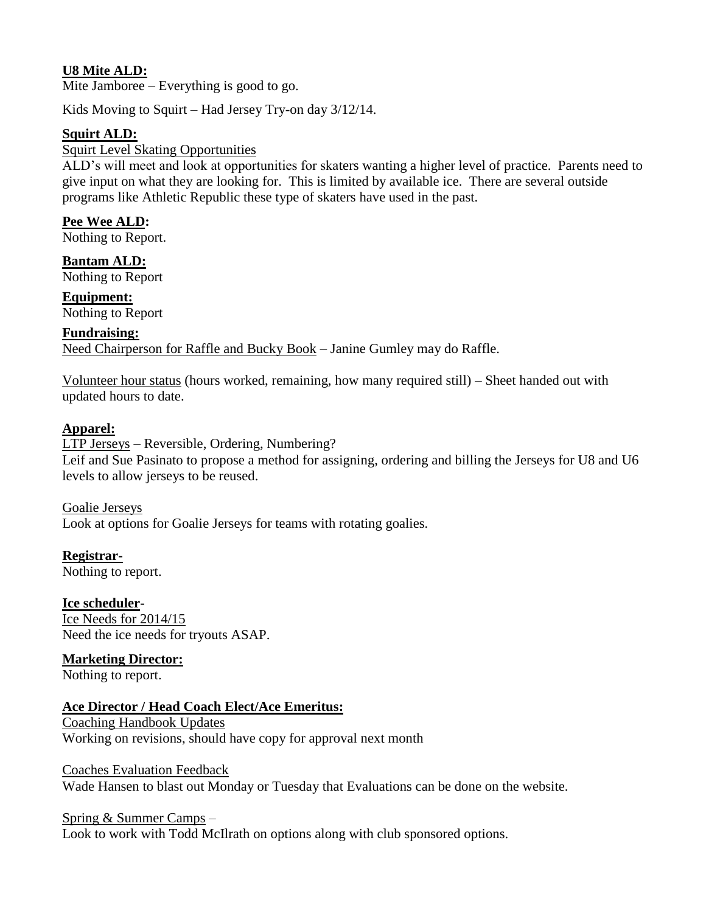**U8 Mite ALD:**

Mite Jamboree – Everything is good to go.

Kids Moving to Squirt – Had Jersey Try-on day 3/12/14.

**Squirt ALD:**

Squirt Level Skating Opportunities

ALD's will meet and look at opportunities for skaters wanting a higher level of practice. Parents need to give input on what they are looking for. This is limited by available ice. There are several outside programs like Athletic Republic these type of skaters have used in the past.

**Pee Wee ALD:**

Nothing to Report.

**Bantam ALD:**

Nothing to Report

**Equipment:**

Nothing to Report

**Fundraising:**

Need Chairperson for Raffle and Bucky Book – Janine Gumley may do Raffle.

Volunteer hour status (hours worked, remaining, how many required still) – Sheet handed out with updated hours to date.

**Apparel:**

LTP Jerseys – Reversible, Ordering, Numbering?

Leif and Sue Pasinato to propose a method for assigning, ordering and billing the Jerseys for U8 and U6 levels to allow jerseys to be reused.

Goalie Jerseys

Look at options for Goalie Jerseys for teams with rotating goalies.

**Registrar-**

Nothing to report.

**Ice scheduler-**

Ice Needs for 2014/15

Need the ice needs for tryouts ASAP.

**Marketing Director:**

Nothing to report.

**Ace Director / Head Coach Elect/Ace Emeritus:**

Coaching Handbook Updates

Working on revisions, should have copy for approval next month

Coaches Evaluation Feedback

Wade Hansen to blast out Monday or Tuesday that Evaluations can be done on the website.

Spring & Summer Camps –

Look to work with Todd McIlrath on options along with club sponsored options.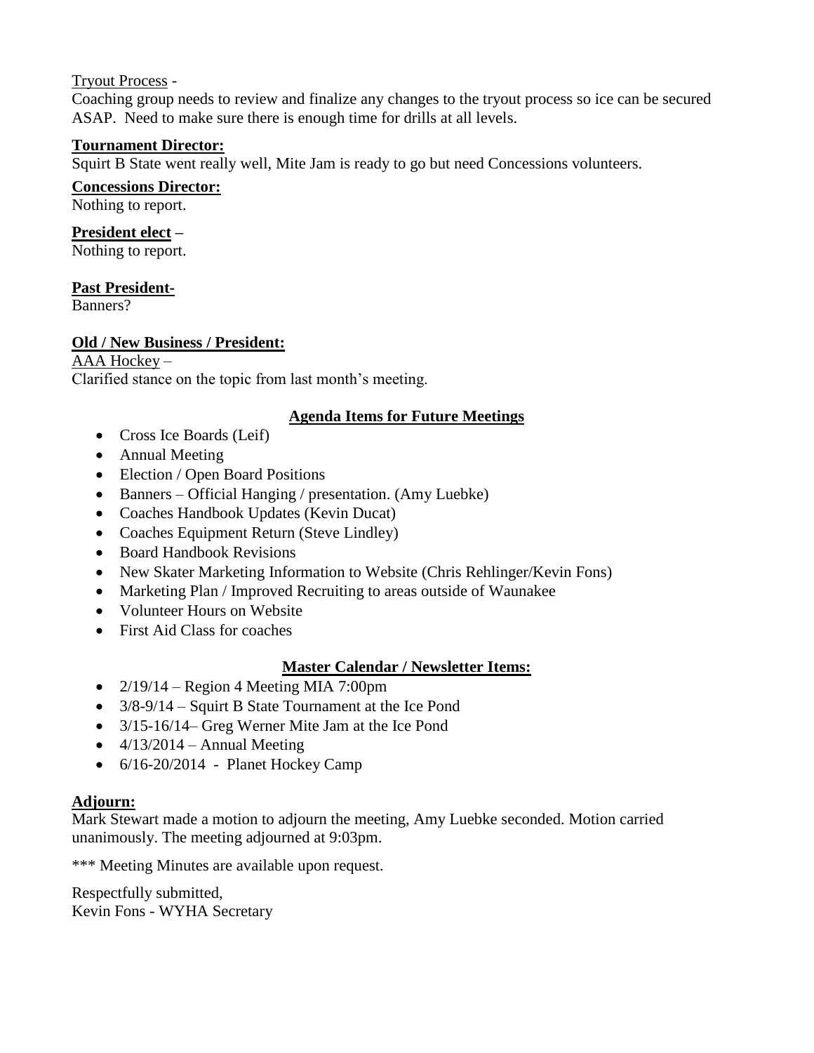Tryout Process -

Coaching group needs to review and finalize any changes to the tryout process so ice can be secured ASAP. Need to make sure there is enough time for drills at all levels.

**Tournament Director:**

Squirt B State went really well, Mite Jam is ready to go but need Concessions volunteers.

**Concessions Director:**

Nothing to report.

**President elect** –

Nothing to report.

**Past President-**

Banners?

**Old / New Business / President:**

AAA Hockey –

Clarified stance on the topic from last month's meeting.

**Agenda Items for Future Meetings**

- Cross Ice Boards (Leif)
- Annual Meeting
- Election / Open Board Positions
- Banners – Official Hanging / presentation. (Amy Luebke)
- Coaches Handbook Updates (Kevin Ducat)
- Coaches Equipment Return (Steve Lindley)
- Board Handbook Revisions
- New Skater Marketing Information to Website (Chris Rehlinger/Kevin Fons)
- Marketing Plan / Improved Recruiting to areas outside of Waunakee
- Volunteer Hours on Website
- First Aid Class for coaches

**Master Calendar / Newsletter Items:**

- 2/19/14 – Region 4 Meeting MIA 7:00pm
- 3/8-9/14 – Squirt B State Tournament at the Ice Pond
- 3/15-16/14– Greg Werner Mite Jam at the Ice Pond
- 4/13/2014 – Annual Meeting
- 6/16-20/2014 - Planet Hockey Camp

**Adjourn:**

Mark Stewart made a motion to adjourn the meeting, Amy Luebke seconded. Motion carried unanimously. The meeting adjourned at 9:03pm.

*** Meeting Minutes are available upon request.

Respectfully submitted,
Kevin Fons - WYHA Secretary